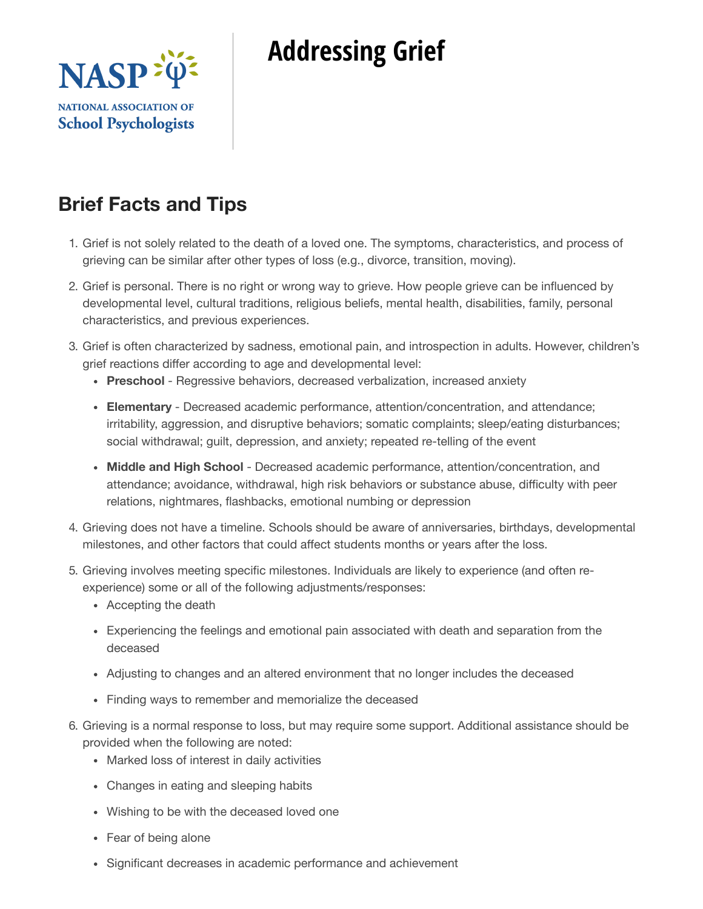NASP

NATIONAL ASSOCIATION OF School Psychologists

# Addressing Grief

## Brief Facts and Tips

1. Grief is not solely related to the death of a loved one. The symptoms, characteristics, and process of grieving can be similar after other types of loss (e.g., divorce, transition, moving).

2. Grief is personal. There is no right or wrong way to grieve. How people grieve can be influenced by developmental level, cultural traditions, religious beliefs, mental health, disabilities, family, personal characteristics, and previous experiences.

3. Grief is often characterized by sadness, emotional pain, and introspection in adults. However, children's grief reactions differ according to age and developmental level:
   - **Preschool** - Regressive behaviors, decreased verbalization, increased anxiety
   - **Elementary** - Decreased academic performance, attention/concentration, and attendance; irritability, aggression, and disruptive behaviors; somatic complaints; sleep/eating disturbances; social withdrawal; guilt, depression, and anxiety; repeated re-telling of the event
   - **Middle and High School** - Decreased academic performance, attention/concentration, and attendance; avoidance, withdrawal, high risk behaviors or substance abuse, difficulty with peer relations, nightmares, flashbacks, emotional numbing or depression

4. Grieving does not have a timeline. Schools should be aware of anniversaries, birthdays, developmental milestones, and other factors that could affect students months or years after the loss.

5. Grieving involves meeting specific milestones. Individuals are likely to experience (and often re-experience) some or all of the following adjustments/responses:
   - Accepting the death
   - Experiencing the feelings and emotional pain associated with death and separation from the deceased
   - Adjusting to changes and an altered environment that no longer includes the deceased
   - Finding ways to remember and memorialize the deceased

6. Grieving is a normal response to loss, but may require some support. Additional assistance should be provided when the following are noted:
   - Marked loss of interest in daily activities
   - Changes in eating and sleeping habits
   - Wishing to be with the deceased loved one
   - Fear of being alone
   - Significant decreases in academic performance and achievement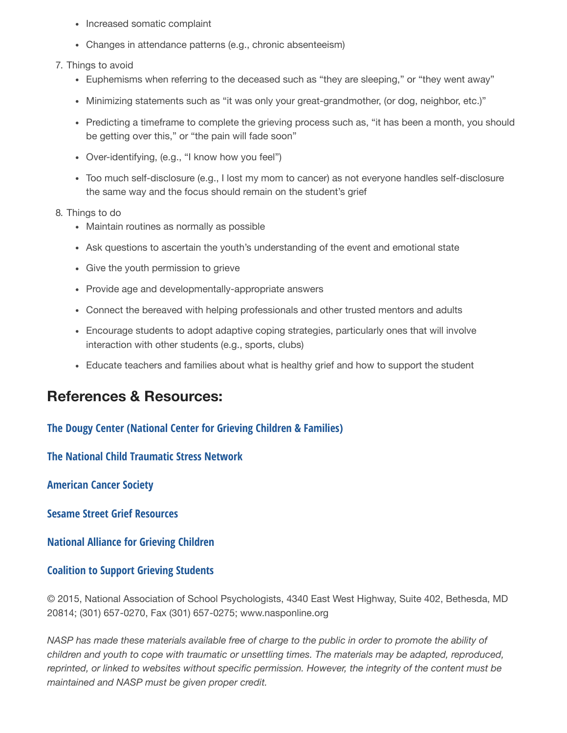- Increased somatic complaint
- Changes in attendance patterns (e.g., chronic absenteeism)

7. Things to avoid
    - Euphemisms when referring to the deceased such as "they are sleeping," or "they went away"
    - Minimizing statements such as "it was only your great-grandmother, (or dog, neighbor, etc.)"
    - Predicting a timeframe to complete the grieving process such as, "it has been a month, you should be getting over this," or "the pain will fade soon"
    - Over-identifying, (e.g., "I know how you feel")
    - Too much self-disclosure (e.g., I lost my mom to cancer) as not everyone handles self-disclosure the same way and the focus should remain on the student's grief

8. Things to do
    - Maintain routines as normally as possible
    - Ask questions to ascertain the youth's understanding of the event and emotional state
    - Give the youth permission to grieve
    - Provide age and developmentally-appropriate answers
    - Connect the bereaved with helping professionals and other trusted mentors and adults
    - Encourage students to adopt adaptive coping strategies, particularly ones that will involve interaction with other students (e.g., sports, clubs)
    - Educate teachers and families about what is healthy grief and how to support the student

## References & Resources:

**The Dougy Center (National Center for Grieving Children & Families)**

**The National Child Traumatic Stress Network**

**American Cancer Society**

**Sesame Street Grief Resources**

**National Alliance for Grieving Children**

**Coalition to Support Grieving Students**

© 2015, National Association of School Psychologists, 4340 East West Highway, Suite 402, Bethesda, MD 20814; (301) 657-0270, Fax (301) 657-0275; www.nasponline.org

*NASP has made these materials available free of charge to the public in order to promote the ability of children and youth to cope with traumatic or unsettling times. The materials may be adapted, reproduced, reprinted, or linked to websites without specific permission. However, the integrity of the content must be maintained and NASP must be given proper credit.*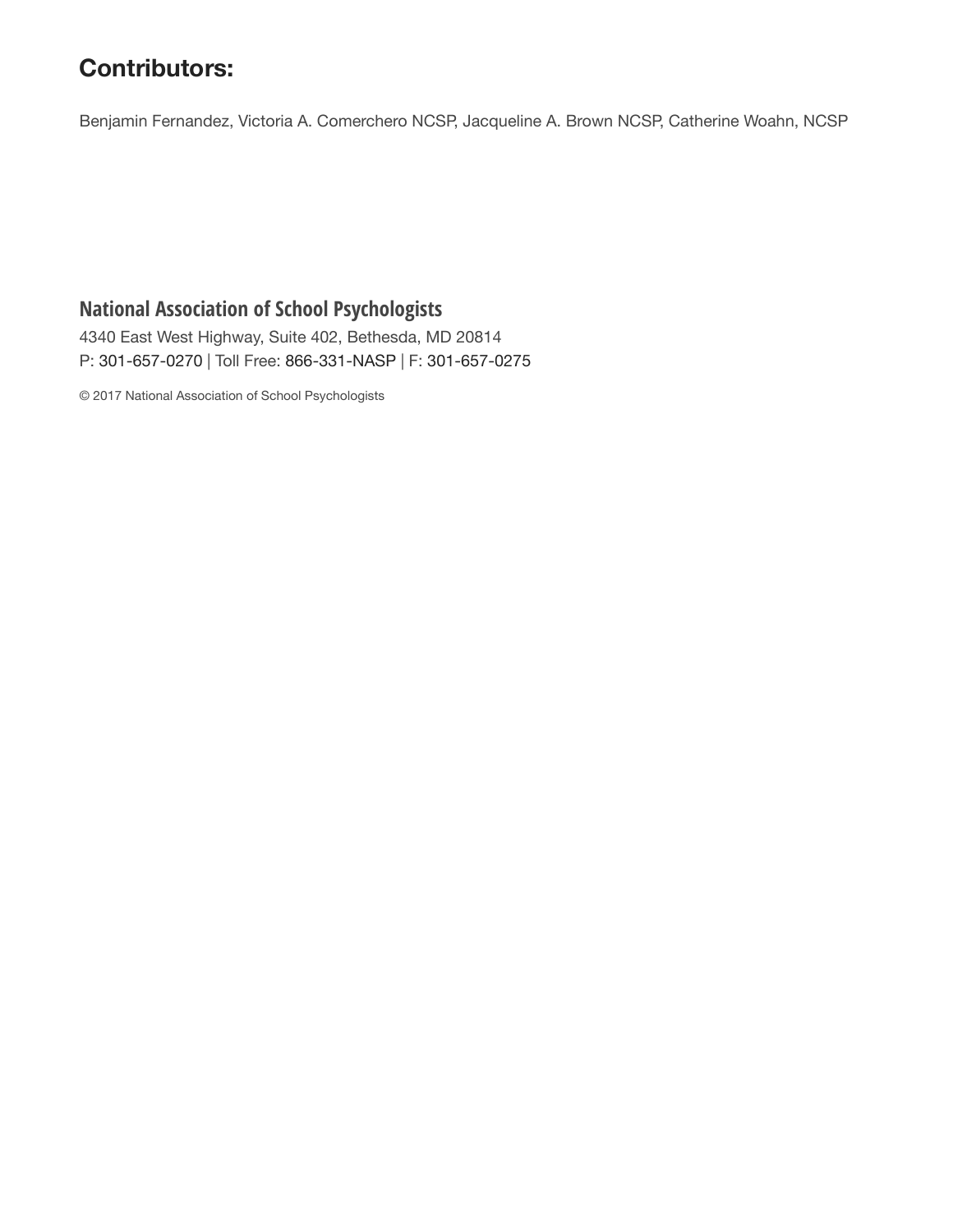## Contributors:

Benjamin Fernandez, Victoria A. Comerchero NCSP, Jacqueline A. Brown NCSP, Catherine Woahn, NCSP

**National Association of School Psychologists**

4340 East West Highway, Suite 402, Bethesda, MD 20814

P: 301-657-0270 | Toll Free: 866-331-NASP | F: 301-657-0275

© 2017 National Association of School Psychologists